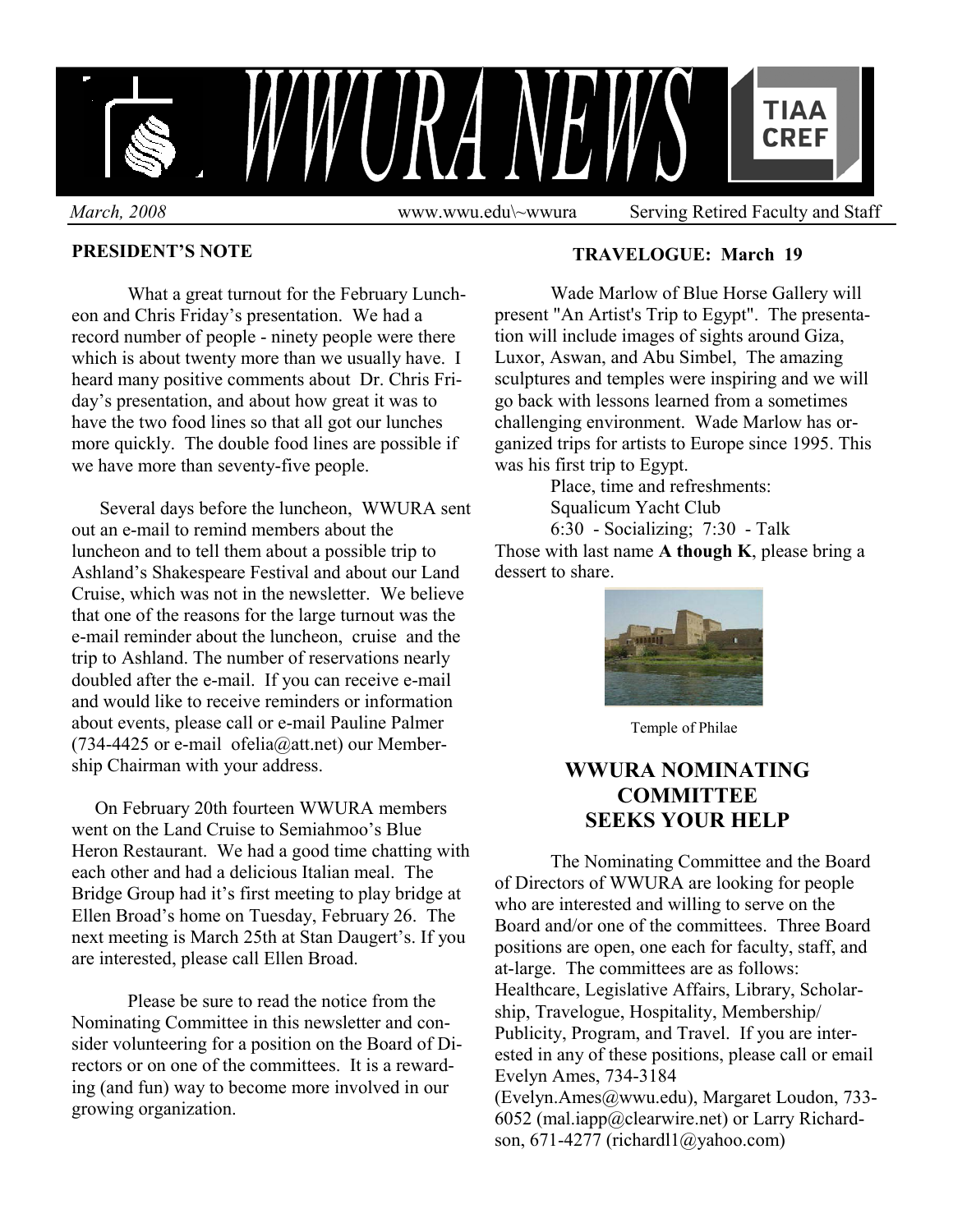# WWURA NEWS

*March, 2008* www.wwu.edu\~wwura Serving Retired Faculty and Staff

## PRESIDENT'S NOTE

What a great turnout for the February Luncheon and Chris Friday's presentation. We had a record number of people - ninety people were there which is about twenty more than we usually have. I heard many positive comments about Dr. Chris Friday's presentation, and about how great it was to have the two food lines so that all got our lunches more quickly. The double food lines are possible if we have more than seventy-five people.

Several days before the luncheon, WWURA sent out an e-mail to remind members about the luncheon and to tell them about a possible trip to Ashland's Shakespeare Festival and about our Land Cruise, which was not in the newsletter. We believe that one of the reasons for the large turnout was the e-mail reminder about the luncheon, cruise and the trip to Ashland. The number of reservations nearly doubled after the e-mail. If you can receive e-mail and would like to receive reminders or information about events, please call or e-mail Pauline Palmer (734-4425 or e-mail ofelia@att.net) our Membership Chairman with your address.

On February 20th fourteen WWURA members went on the Land Cruise to Semiahmoo's Blue Heron Restaurant. We had a good time chatting with each other and had a delicious Italian meal. The Bridge Group had it's first meeting to play bridge at Ellen Broad's home on Tuesday, February 26. The next meeting is March 25th at Stan Daugert's. If you are interested, please call Ellen Broad.

Please be sure to read the notice from the Nominating Committee in this newsletter and consider volunteering for a position on the Board of Directors or on one of the committees. It is a rewarding (and fun) way to become more involved in our growing organization.

## TRAVELOGUE: March 19

Wade Marlow of Blue Horse Gallery will present "An Artist's Trip to Egypt". The presentation will include images of sights around Giza, Luxor, Aswan, and Abu Simbel, The amazing sculptures and temples were inspiring and we will go back with lessons learned from a sometimes challenging environment. Wade Marlow has organized trips for artists to Europe since 1995. This was his first trip to Egypt.

Place, time and refreshments:
Squalicum Yacht Club
6:30 - Socializing; 7:30 - Talk

Those with last name **A though K**, please bring a dessert to share.

Temple of Philae

## WWURA NOMINATING COMMITTEE SEEKS YOUR HELP

The Nominating Committee and the Board of Directors of WWURA are looking for people who are interested and willing to serve on the Board and/or one of the committees. Three Board positions are open, one each for faculty, staff, and at-large. The committees are as follows: Healthcare, Legislative Affairs, Library, Scholarship, Travelogue, Hospitality, Membership/ Publicity, Program, and Travel. If you are interested in any of these positions, please call or email Evelyn Ames, 734-3184 (Evelyn.Ames@wwu.edu), Margaret Loudon, 733-6052 (mal.iapp@clearwire.net) or Larry Richardson, 671-4277 (richardl1@yahoo.com)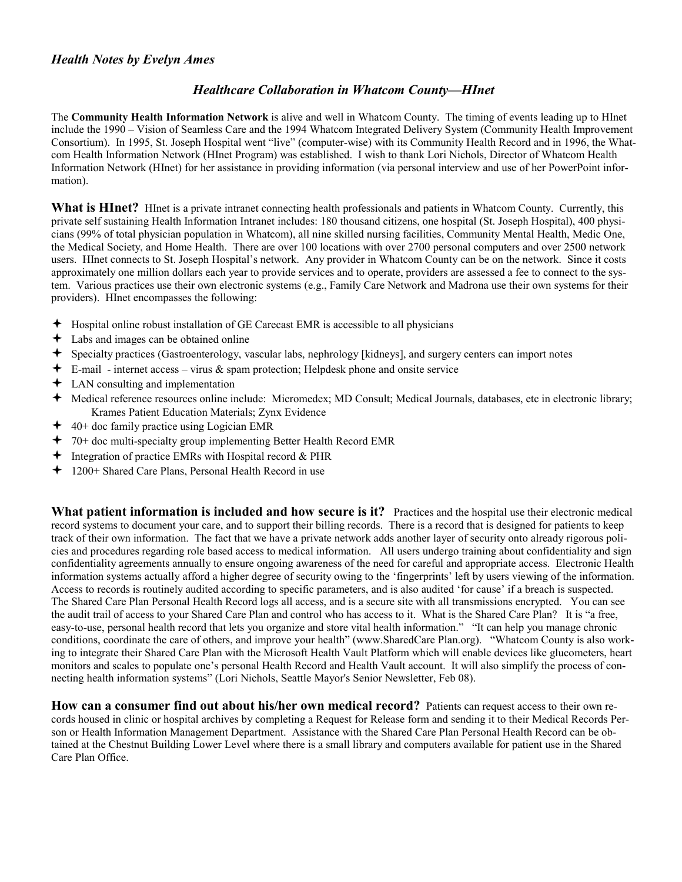*Health Notes by Evelyn Ames*

## *Healthcare Collaboration in Whatcom County—HInet*

The **Community Health Information Network** is alive and well in Whatcom County. The timing of events leading up to HInet include the 1990 – Vision of Seamless Care and the 1994 Whatcom Integrated Delivery System (Community Health Improvement Consortium). In 1995, St. Joseph Hospital went "live" (computer-wise) with its Community Health Record and in 1996, the Whatcom Health Information Network (HInet Program) was established. I wish to thank Lori Nichols, Director of Whatcom Health Information Network (HInet) for her assistance in providing information (via personal interview and use of her PowerPoint information).

**What is HInet?** HInet is a private intranet connecting health professionals and patients in Whatcom County. Currently, this private self sustaining Health Information Intranet includes: 180 thousand citizens, one hospital (St. Joseph Hospital), 400 physicians (99% of total physician population in Whatcom), all nine skilled nursing facilities, Community Mental Health, Medic One, the Medical Society, and Home Health. There are over 100 locations with over 2700 personal computers and over 2500 network users. HInet connects to St. Joseph Hospital's network. Any provider in Whatcom County can be on the network. Since it costs approximately one million dollars each year to provide services and to operate, providers are assessed a fee to connect to the system. Various practices use their own electronic systems (e.g., Family Care Network and Madrona use their own systems for their providers). HInet encompasses the following:

- Hospital online robust installation of GE Carecast EMR is accessible to all physicians
- Labs and images can be obtained online
- Specialty practices (Gastroenterology, vascular labs, nephrology [kidneys], and surgery centers can import notes
- E-mail - internet access – virus & spam protection; Helpdesk phone and onsite service
- LAN consulting and implementation
- Medical reference resources online include: Micromedex; MD Consult; Medical Journals, databases, etc in electronic library; Krames Patient Education Materials; Zynx Evidence
- 40+ doc family practice using Logician EMR
- 70+ doc multi-specialty group implementing Better Health Record EMR
- Integration of practice EMRs with Hospital record & PHR
- 1200+ Shared Care Plans, Personal Health Record in use

**What patient information is included and how secure is it?** Practices and the hospital use their electronic medical record systems to document your care, and to support their billing records. There is a record that is designed for patients to keep track of their own information. The fact that we have a private network adds another layer of security onto already rigorous policies and procedures regarding role based access to medical information. All users undergo training about confidentiality and sign confidentiality agreements annually to ensure ongoing awareness of the need for careful and appropriate access. Electronic Health information systems actually afford a higher degree of security owing to the 'fingerprints' left by users viewing of the information. Access to records is routinely audited according to specific parameters, and is also audited 'for cause' if a breach is suspected. The Shared Care Plan Personal Health Record logs all access, and is a secure site with all transmissions encrypted. You can see the audit trail of access to your Shared Care Plan and control who has access to it. What is the Shared Care Plan? It is "a free, easy-to-use, personal health record that lets you organize and store vital health information." "It can help you manage chronic conditions, coordinate the care of others, and improve your health" (www.SharedCare Plan.org). "Whatcom County is also working to integrate their Shared Care Plan with the Microsoft Health Vault Platform which will enable devices like glucometers, heart monitors and scales to populate one's personal Health Record and Health Vault account. It will also simplify the process of connecting health information systems" (Lori Nichols, Seattle Mayor's Senior Newsletter, Feb 08).

**How can a consumer find out about his/her own medical record?** Patients can request access to their own records housed in clinic or hospital archives by completing a Request for Release form and sending it to their Medical Records Person or Health Information Management Department. Assistance with the Shared Care Plan Personal Health Record can be obtained at the Chestnut Building Lower Level where there is a small library and computers available for patient use in the Shared Care Plan Office.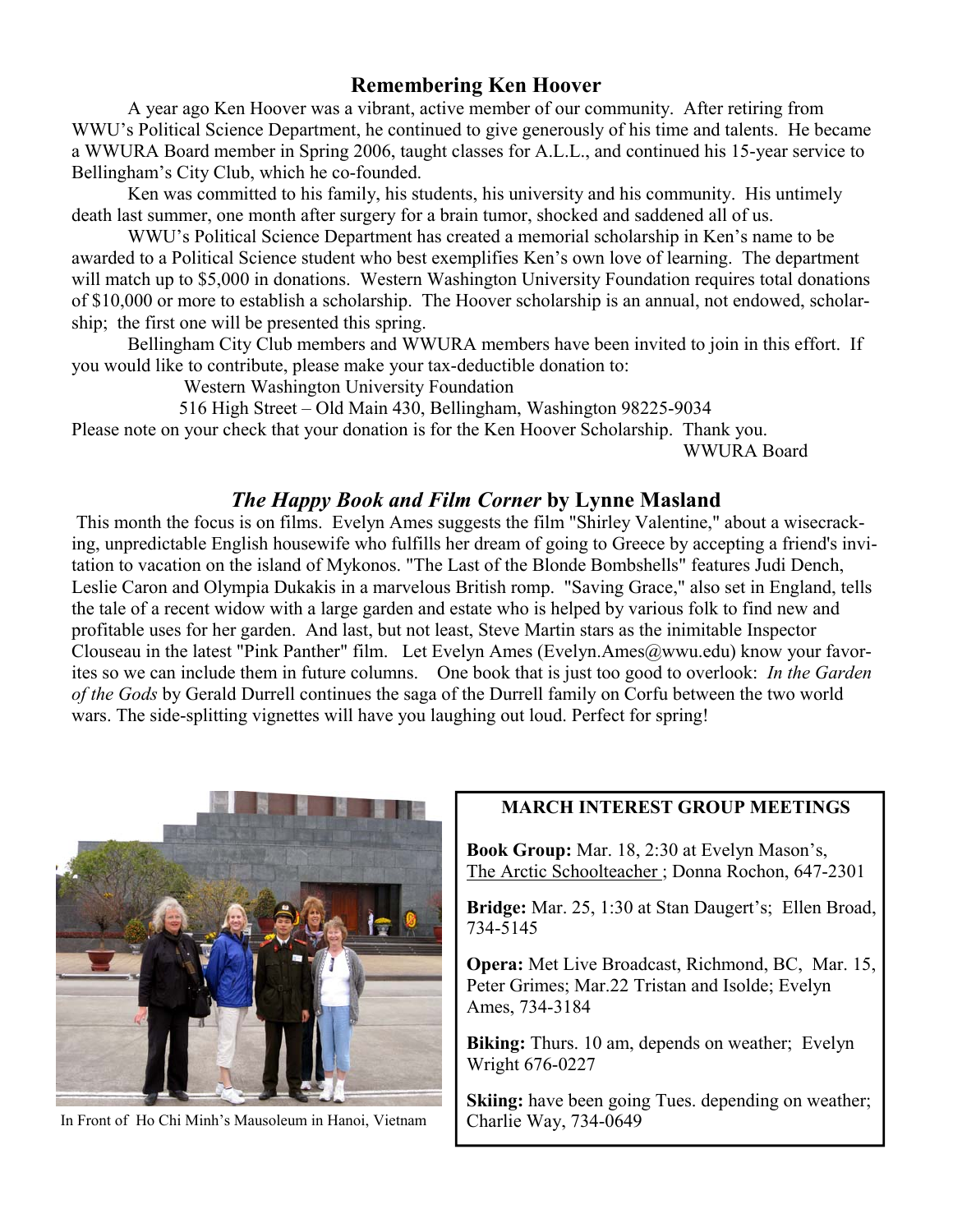## Remembering Ken Hoover

A year ago Ken Hoover was a vibrant, active member of our community. After retiring from WWU's Political Science Department, he continued to give generously of his time and talents. He became a WWURA Board member in Spring 2006, taught classes for A.L.L., and continued his 15-year service to Bellingham's City Club, which he co-founded.

Ken was committed to his family, his students, his university and his community. His untimely death last summer, one month after surgery for a brain tumor, shocked and saddened all of us.

WWU's Political Science Department has created a memorial scholarship in Ken's name to be awarded to a Political Science student who best exemplifies Ken's own love of learning. The department will match up to $5,000 in donations. Western Washington University Foundation requires total donations of $10,000 or more to establish a scholarship. The Hoover scholarship is an annual, not endowed, scholarship; the first one will be presented this spring.

Bellingham City Club members and WWURA members have been invited to join in this effort. If you would like to contribute, please make your tax-deductible donation to:

Western Washington University Foundation
516 High Street – Old Main 430, Bellingham, Washington 98225-9034

Please note on your check that your donation is for the Ken Hoover Scholarship. Thank you.

WWURA Board

## *The Happy Book and Film Corner* by Lynne Masland

This month the focus is on films. Evelyn Ames suggests the film "Shirley Valentine," about a wisecracking, unpredictable English housewife who fulfills her dream of going to Greece by accepting a friend's invitation to vacation on the island of Mykonos. "The Last of the Blonde Bombshells" features Judi Dench, Leslie Caron and Olympia Dukakis in a marvelous British romp. "Saving Grace," also set in England, tells the tale of a recent widow with a large garden and estate who is helped by various folk to find new and profitable uses for her garden. And last, but not least, Steve Martin stars as the inimitable Inspector Clouseau in the latest "Pink Panther" film. Let Evelyn Ames (Evelyn.Ames@wwu.edu) know your favorites so we can include them in future columns. One book that is just too good to overlook: *In the Garden of the Gods* by Gerald Durrell continues the saga of the Durrell family on Corfu between the two world wars. The side-splitting vignettes will have you laughing out loud. Perfect for spring!

In Front of Ho Chi Minh's Mausoleum in Hanoi, Vietnam

### MARCH INTEREST GROUP MEETINGS

**Book Group:** Mar. 18, 2:30 at Evelyn Mason's, The Arctic Schoolteacher ; Donna Rochon, 647-2301

**Bridge:** Mar. 25, 1:30 at Stan Daugert's; Ellen Broad, 734-5145

**Opera:** Met Live Broadcast, Richmond, BC, Mar. 15, Peter Grimes; Mar.22 Tristan and Isolde; Evelyn Ames, 734-3184

**Biking:** Thurs. 10 am, depends on weather; Evelyn Wright 676-0227

**Skiing:** have been going Tues. depending on weather; Charlie Way, 734-0649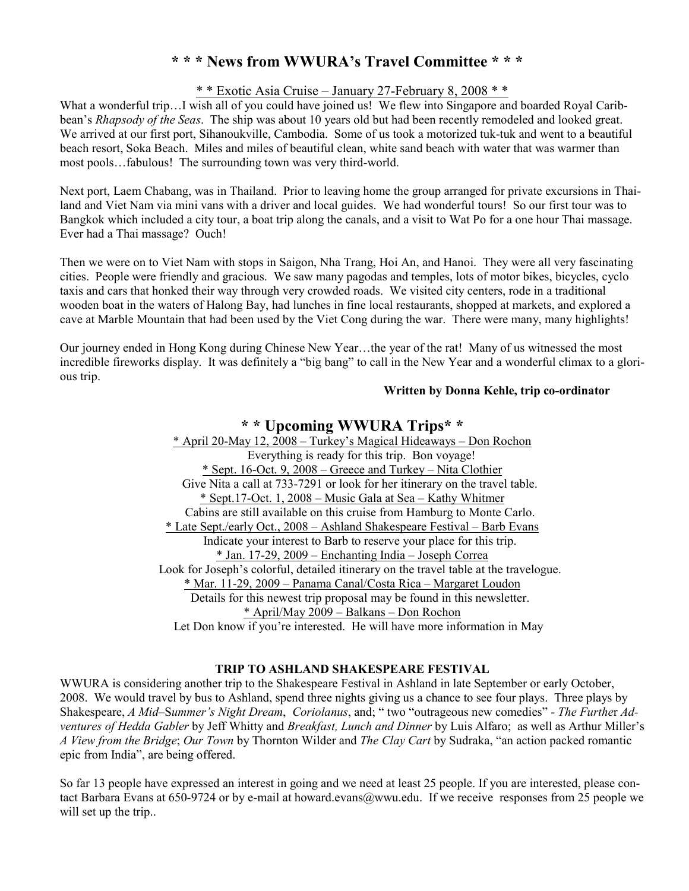## * * * News from WWURA's Travel Committee * * *

### * * Exotic Asia Cruise – January 27-February 8, 2008 * *

What a wonderful trip…I wish all of you could have joined us! We flew into Singapore and boarded Royal Caribbean's *Rhapsody of the Seas*. The ship was about 10 years old but had been recently remodeled and looked great. We arrived at our first port, Sihanoukville, Cambodia. Some of us took a motorized tuk-tuk and went to a beautiful beach resort, Soka Beach. Miles and miles of beautiful clean, white sand beach with water that was warmer than most pools…fabulous! The surrounding town was very third-world.

Next port, Laem Chabang, was in Thailand. Prior to leaving home the group arranged for private excursions in Thailand and Viet Nam via mini vans with a driver and local guides. We had wonderful tours! So our first tour was to Bangkok which included a city tour, a boat trip along the canals, and a visit to Wat Po for a one hour Thai massage. Ever had a Thai massage? Ouch!

Then we were on to Viet Nam with stops in Saigon, Nha Trang, Hoi An, and Hanoi. They were all very fascinating cities. People were friendly and gracious. We saw many pagodas and temples, lots of motor bikes, bicycles, cyclo taxis and cars that honked their way through very crowded roads. We visited city centers, rode in a traditional wooden boat in the waters of Halong Bay, had lunches in fine local restaurants, shopped at markets, and explored a cave at Marble Mountain that had been used by the Viet Cong during the war. There were many, many highlights!

Our journey ended in Hong Kong during Chinese New Year…the year of the rat! Many of us witnessed the most incredible fireworks display. It was definitely a "big bang" to call in the New Year and a wonderful climax to a glorious trip.

**Written by Donna Kehle, trip co-ordinator**

## * * Upcoming WWURA Trips* *

* April 20-May 12, 2008 – Turkey's Magical Hideaways – Don Rochon
Everything is ready for this trip. Bon voyage!

* Sept. 16-Oct. 9, 2008 – Greece and Turkey – Nita Clothier
Give Nita a call at 733-7291 or look for her itinerary on the travel table.

* Sept.17-Oct. 1, 2008 – Music Gala at Sea – Kathy Whitmer
Cabins are still available on this cruise from Hamburg to Monte Carlo.

* Late Sept./early Oct., 2008 – Ashland Shakespeare Festival – Barb Evans
Indicate your interest to Barb to reserve your place for this trip.

* Jan. 17-29, 2009 – Enchanting India – Joseph Correa
Look for Joseph's colorful, detailed itinerary on the travel table at the travelogue.

* Mar. 11-29, 2009 – Panama Canal/Costa Rica – Margaret Loudon
Details for this newest trip proposal may be found in this newsletter.

* April/May 2009 – Balkans – Don Rochon
Let Don know if you're interested. He will have more information in May

### TRIP TO ASHLAND SHAKESPEARE FESTIVAL

WWURA is considering another trip to the Shakespeare Festival in Ashland in late September or early October, 2008. We would travel by bus to Ashland, spend three nights giving us a chance to see four plays. Three plays by Shakespeare, *A Mid–Summer's Night Dream*, *Coriolanus*, and; " two "outrageous new comedies" - *The Further Adventures of Hedda Gabler* by Jeff Whitty and *Breakfast, Lunch and Dinner* by Luis Alfaro; as well as Arthur Miller's *A View from the Bridge*; *Our Town* by Thornton Wilder and *The Clay Cart* by Sudraka, "an action packed romantic epic from India", are being offered.

So far 13 people have expressed an interest in going and we need at least 25 people. If you are interested, please contact Barbara Evans at 650-9724 or by e-mail at howard.evans@wwu.edu. If we receive responses from 25 people we will set up the trip..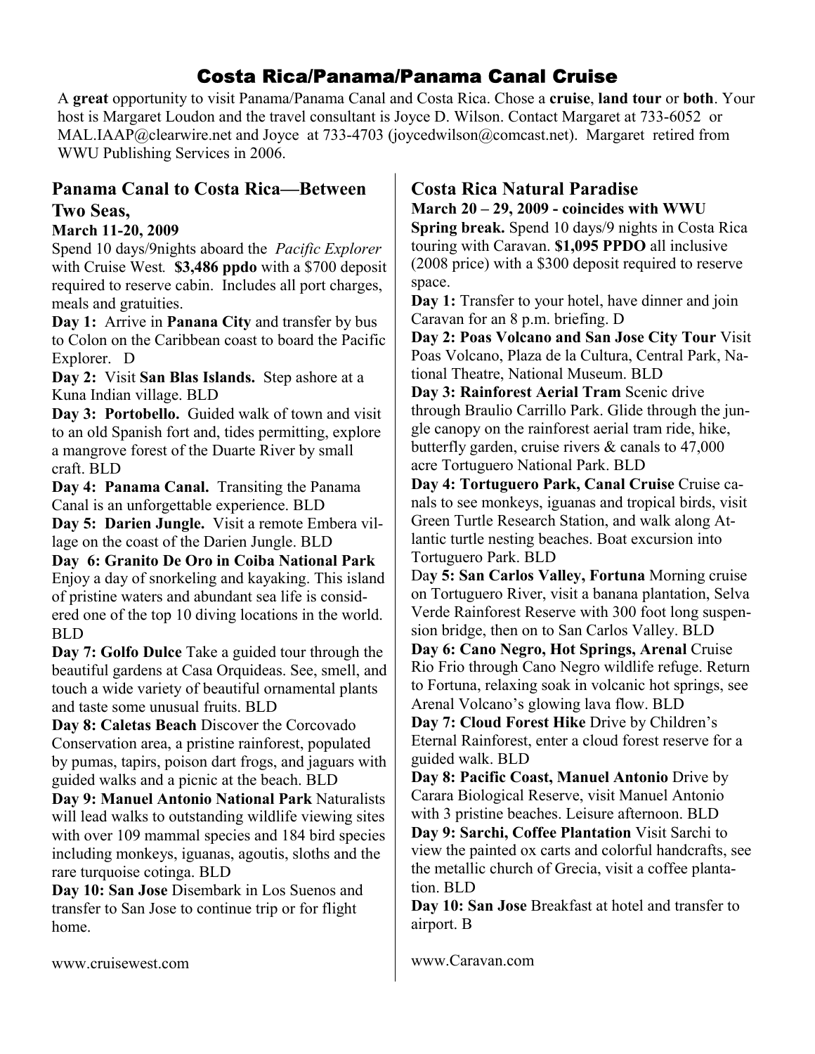# Costa Rica/Panama/Panama Canal Cruise

A **great** opportunity to visit Panama/Panama Canal and Costa Rica. Chose a **cruise**, **land tour** or **both**. Your host is Margaret Loudon and the travel consultant is Joyce D. Wilson. Contact Margaret at 733-6052 or MAL.IAAP@clearwire.net and Joyce at 733-4703 (joycedwilson@comcast.net). Margaret retired from WWU Publishing Services in 2006.

## Panama Canal to Costa Rica—Between Two Seas,

**March 11-20, 2009**

Spend 10 days/9nights aboard the *Pacific Explorer* with Cruise West. **$3,486 ppdo** with a $700 deposit required to reserve cabin. Includes all port charges, meals and gratuities.

**Day 1:** Arrive in **Panana City** and transfer by bus to Colon on the Caribbean coast to board the Pacific Explorer. D

**Day 2:** Visit **San Blas Islands.** Step ashore at a Kuna Indian village. BLD

**Day 3: Portobello.** Guided walk of town and visit to an old Spanish fort and, tides permitting, explore a mangrove forest of the Duarte River by small craft. BLD

**Day 4: Panama Canal.** Transiting the Panama Canal is an unforgettable experience. BLD

**Day 5: Darien Jungle.** Visit a remote Embera village on the coast of the Darien Jungle. BLD

**Day 6: Granito De Oro in Coiba National Park** Enjoy a day of snorkeling and kayaking. This island of pristine waters and abundant sea life is considered one of the top 10 diving locations in the world. BLD

**Day 7: Golfo Dulce** Take a guided tour through the beautiful gardens at Casa Orquideas. See, smell, and touch a wide variety of beautiful ornamental plants and taste some unusual fruits. BLD

**Day 8: Caletas Beach** Discover the Corcovado Conservation area, a pristine rainforest, populated by pumas, tapirs, poison dart frogs, and jaguars with guided walks and a picnic at the beach. BLD

**Day 9: Manuel Antonio National Park** Naturalists will lead walks to outstanding wildlife viewing sites with over 109 mammal species and 184 bird species including monkeys, iguanas, agoutis, sloths and the rare turquoise cotinga. BLD

**Day 10: San Jose** Disembark in Los Suenos and transfer to San Jose to continue trip or for flight home.

www.cruisewest.com

## Costa Rica Natural Paradise

**March 20 – 29, 2009 - coincides with WWU Spring break.** Spend 10 days/9 nights in Costa Rica touring with Caravan. **$1,095 PPDO** all inclusive (2008 price) with a $300 deposit required to reserve space.

**Day 1:** Transfer to your hotel, have dinner and join Caravan for an 8 p.m. briefing. D

**Day 2: Poas Volcano and San Jose City Tour** Visit Poas Volcano, Plaza de la Cultura, Central Park, National Theatre, National Museum. BLD

**Day 3: Rainforest Aerial Tram** Scenic drive through Braulio Carrillo Park. Glide through the jungle canopy on the rainforest aerial tram ride, hike, butterfly garden, cruise rivers & canals to 47,000 acre Tortuguero National Park. BLD

**Day 4: Tortuguero Park, Canal Cruise** Cruise canals to see monkeys, iguanas and tropical birds, visit Green Turtle Research Station, and walk along Atlantic turtle nesting beaches. Boat excursion into Tortuguero Park. BLD

Day **5: San Carlos Valley, Fortuna** Morning cruise on Tortuguero River, visit a banana plantation, Selva Verde Rainforest Reserve with 300 foot long suspension bridge, then on to San Carlos Valley. BLD

**Day 6: Cano Negro, Hot Springs, Arenal** Cruise Rio Frio through Cano Negro wildlife refuge. Return to Fortuna, relaxing soak in volcanic hot springs, see Arenal Volcano's glowing lava flow. BLD

**Day 7: Cloud Forest Hike** Drive by Children's Eternal Rainforest, enter a cloud forest reserve for a guided walk. BLD

**Day 8: Pacific Coast, Manuel Antonio** Drive by Carara Biological Reserve, visit Manuel Antonio with 3 pristine beaches. Leisure afternoon. BLD

**Day 9: Sarchi, Coffee Plantation** Visit Sarchi to view the painted ox carts and colorful handcrafts, see the metallic church of Grecia, visit a coffee plantation. BLD

**Day 10: San Jose** Breakfast at hotel and transfer to airport. B

www.Caravan.com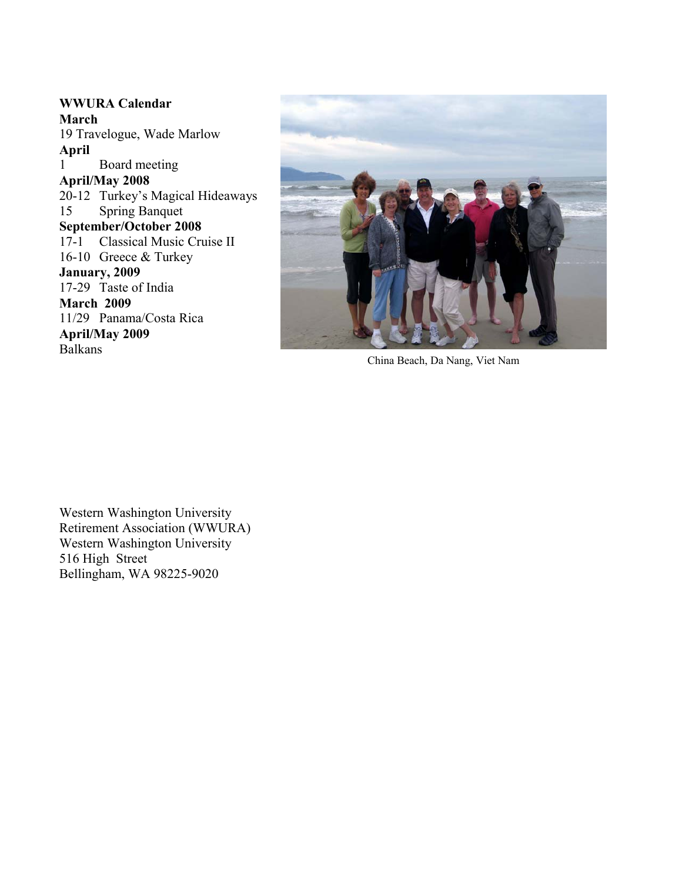**WWURA Calendar**

**March**

19 Travelogue, Wade Marlow

**April**

1 Board meeting

**April/May 2008**

20-12 Turkey's Magical Hideaways

15 Spring Banquet

**September/October 2008**

17-1 Classical Music Cruise II

16-10 Greece & Turkey

**January, 2009**

17-29 Taste of India

**March 2009**

11/29 Panama/Costa Rica

**April/May 2009**

Balkans

China Beach, Da Nang, Viet Nam

Western Washington University
Retirement Association (WWURA)
Western Washington University
516 High Street
Bellingham, WA 98225-9020